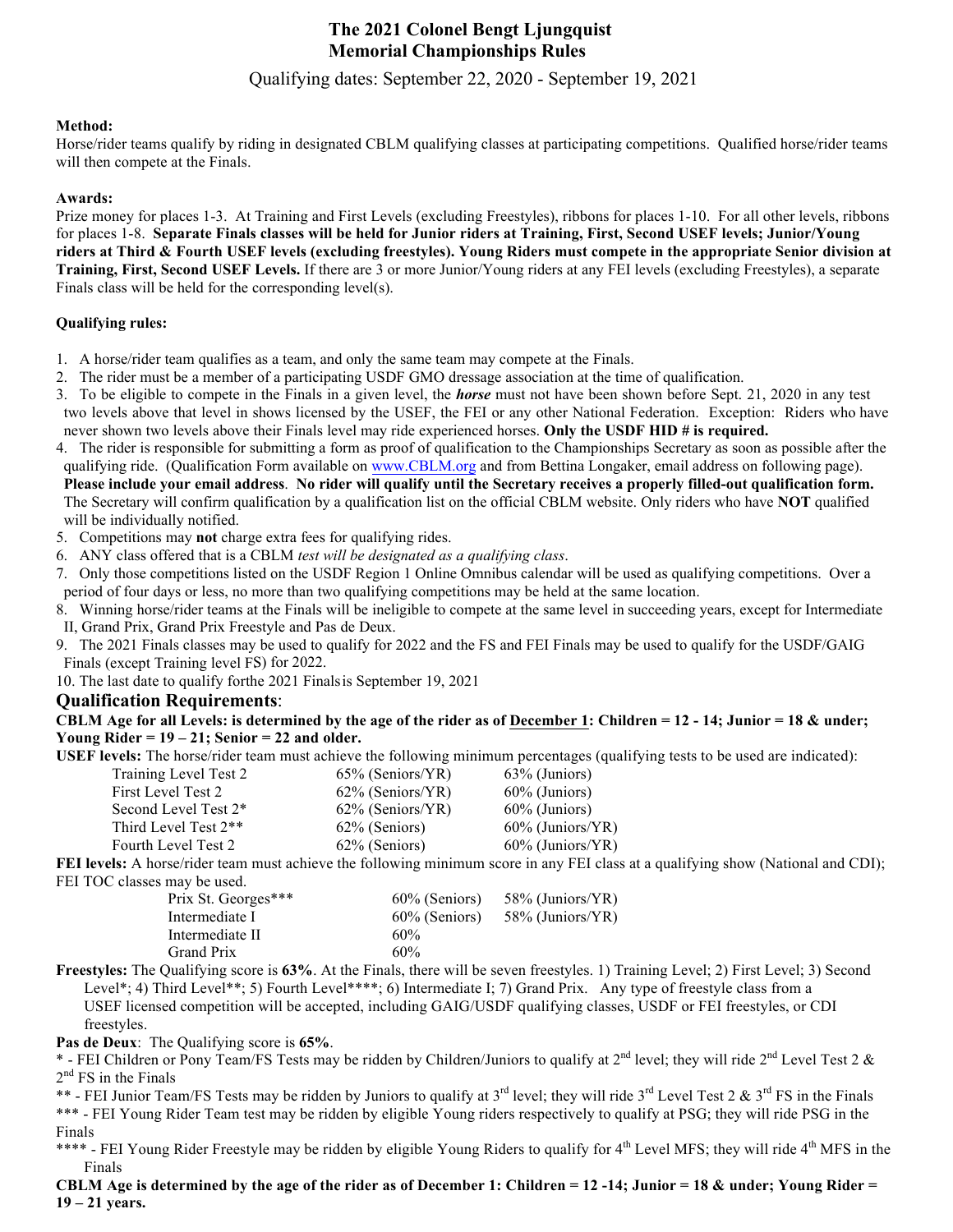# The 2021 Colonel Bengt Ljungquist Memorial Championships Rules

Qualifying dates: September 22, 2020 - September 19, 2021

**Method:**

Horse/rider teams qualify by riding in designated CBLM qualifying classes at participating competitions. Qualified horse/rider teams will then compete at the Finals.

**Awards:**

Prize money for places 1-3. At Training and First Levels (excluding Freestyles), ribbons for places 1-10. For all other levels, ribbons for places 1-8. **Separate Finals classes will be held for Junior riders at Training, First, Second USEF levels; Junior/Young riders at Third & Fourth USEF levels (excluding freestyles). Young Riders must compete in the appropriate Senior division at Training, First, Second USEF Levels.** If there are 3 or more Junior/Young riders at any FEI levels (excluding Freestyles), a separate Finals class will be held for the corresponding level(s).

**Qualifying rules:**

1. A horse/rider team qualifies as a team, and only the same team may compete at the Finals.
2. The rider must be a member of a participating USDF GMO dressage association at the time of qualification.
3. To be eligible to compete in the Finals in a given level, the ***horse*** must not have been shown before Sept. 21, 2020 in any test two levels above that level in shows licensed by the USEF, the FEI or any other National Federation. Exception: Riders who have never shown two levels above their Finals level may ride experienced horses. **Only the USDF HID # is required.**
4. The rider is responsible for submitting a form as proof of qualification to the Championships Secretary as soon as possible after the qualifying ride. (Qualification Form available on www.CBLM.org and from Bettina Longaker, email address on following page). **Please include your email address**. **No rider will qualify until the Secretary receives a properly filled-out qualification form.** The Secretary will confirm qualification by a qualification list on the official CBLM website. Only riders who have **NOT** qualified will be individually notified.
5. Competitions may **not** charge extra fees for qualifying rides.
6. ANY class offered that is a CBLM *test will be designated as a qualifying class*.
7. Only those competitions listed on the USDF Region 1 Online Omnibus calendar will be used as qualifying competitions. Over a period of four days or less, no more than two qualifying competitions may be held at the same location.
8. Winning horse/rider teams at the Finals will be ineligible to compete at the same level in succeeding years, except for Intermediate II, Grand Prix, Grand Prix Freestyle and Pas de Deux.
9. The 2021 Finals classes may be used to qualify for 2022 and the FS and FEI Finals may be used to qualify for the USDF/GAIG Finals (except Training level FS) for 2022.
10. The last date to qualify forthe 2021 Finalsis September 19, 2021

## Qualification Requirements:

**CBLM Age for all Levels: is determined by the age of the rider as of December 1: Children = 12 - 14; Junior = 18 & under; Young Rider = 19 – 21; Senior = 22 and older.**

**USEF levels:** The horse/rider team must achieve the following minimum percentages (qualifying tests to be used are indicated):

| | | |
|---|---|---|
| Training Level Test 2 | 65% (Seniors/YR) | 63% (Juniors) |
| First Level Test 2 | 62% (Seniors/YR) | 60% (Juniors) |
| Second Level Test 2* | 62% (Seniors/YR) | 60% (Juniors) |
| Third Level Test 2** | 62% (Seniors) | 60% (Juniors/YR) |
| Fourth Level Test 2 | 62% (Seniors) | 60% (Juniors/YR) |

**FEI levels:** A horse/rider team must achieve the following minimum score in any FEI class at a qualifying show (National and CDI); FEI TOC classes may be used.

| | | |
|---|---|---|
| Prix St. Georges*** | 60% (Seniors) | 58% (Juniors/YR) |
| Intermediate I | 60% (Seniors) | 58% (Juniors/YR) |
| Intermediate II | 60% | |
| Grand Prix | 60% | |

**Freestyles:** The Qualifying score is **63%**. At the Finals, there will be seven freestyles. 1) Training Level; 2) First Level; 3) Second Level*; 4) Third Level**; 5) Fourth Level****; 6) Intermediate I; 7) Grand Prix. Any type of freestyle class from a USEF licensed competition will be accepted, including GAIG/USDF qualifying classes, USDF or FEI freestyles, or CDI freestyles.

**Pas de Deux**: The Qualifying score is **65%**.

\* - FEI Children or Pony Team/FS Tests may be ridden by Children/Juniors to qualify at 2nd level; they will ride 2nd Level Test 2 & 2nd FS in the Finals

** - FEI Junior Team/FS Tests may be ridden by Juniors to qualify at 3rd level; they will ride 3rd Level Test 2 & 3rd FS in the Finals

*** - FEI Young Rider Team test may be ridden by eligible Young riders respectively to qualify at PSG; they will ride PSG in the Finals

**** - FEI Young Rider Freestyle may be ridden by eligible Young Riders to qualify for 4th Level MFS; they will ride 4th MFS in the Finals

**CBLM Age is determined by the age of the rider as of December 1: Children = 12 -14; Junior = 18 & under; Young Rider = 19 – 21 years.**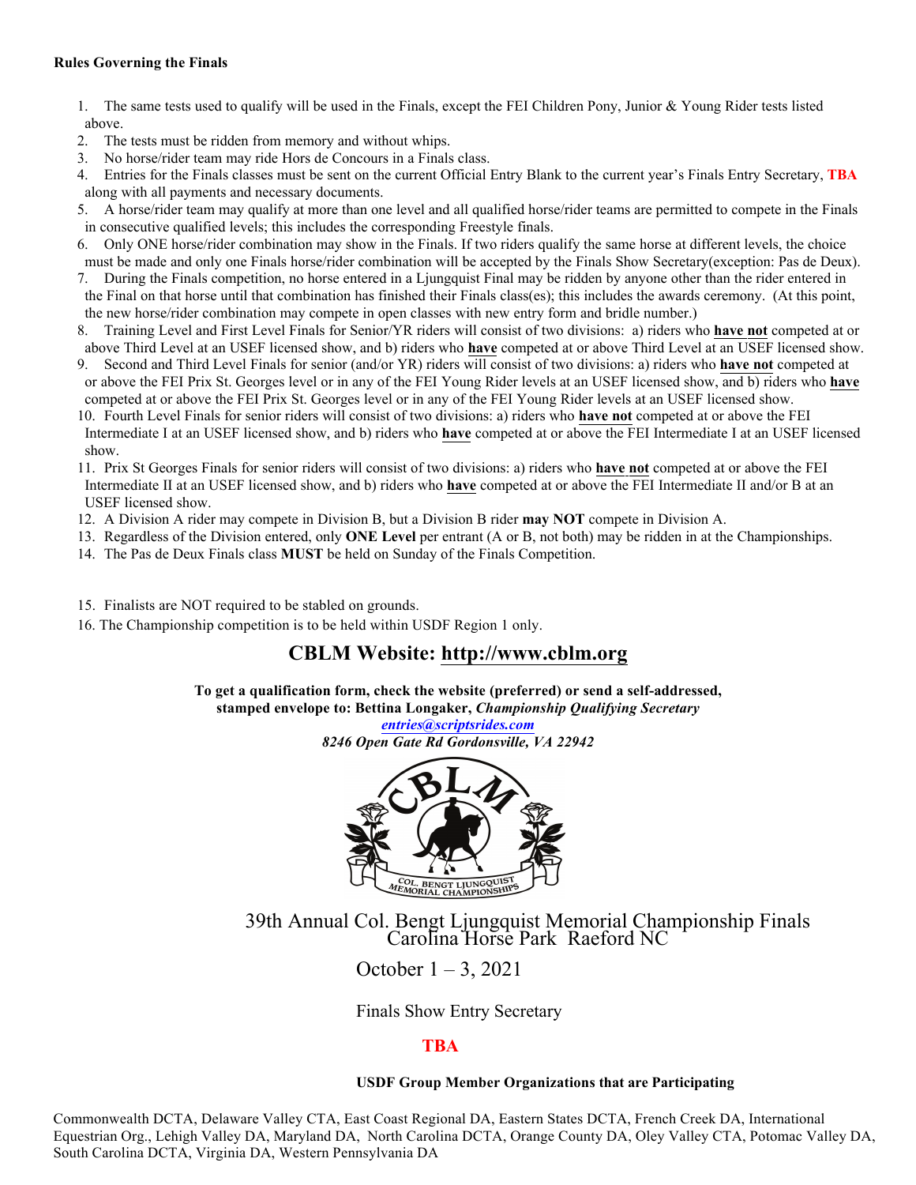**Rules Governing the Finals**

1. The same tests used to qualify will be used in the Finals, except the FEI Children Pony, Junior & Young Rider tests listed above.
2. The tests must be ridden from memory and without whips.
3. No horse/rider team may ride Hors de Concours in a Finals class.
4. Entries for the Finals classes must be sent on the current Official Entry Blank to the current year's Finals Entry Secretary, **TBA** along with all payments and necessary documents.
5. A horse/rider team may qualify at more than one level and all qualified horse/rider teams are permitted to compete in the Finals in consecutive qualified levels; this includes the corresponding Freestyle finals.
6. Only ONE horse/rider combination may show in the Finals. If two riders qualify the same horse at different levels, the choice must be made and only one Finals horse/rider combination will be accepted by the Finals Show Secretary(exception: Pas de Deux).
7. During the Finals competition, no horse entered in a Ljungquist Final may be ridden by anyone other than the rider entered in the Final on that horse until that combination has finished their Finals class(es); this includes the awards ceremony. (At this point, the new horse/rider combination may compete in open classes with new entry form and bridle number.)
8. Training Level and First Level Finals for Senior/YR riders will consist of two divisions: a) riders who **have not** competed at or above Third Level at an USEF licensed show, and b) riders who **have** competed at or above Third Level at an USEF licensed show.
9. Second and Third Level Finals for senior (and/or YR) riders will consist of two divisions: a) riders who **have not** competed at or above the FEI Prix St. Georges level or in any of the FEI Young Rider levels at an USEF licensed show, and b) riders who **have** competed at or above the FEI Prix St. Georges level or in any of the FEI Young Rider levels at an USEF licensed show.
10. Fourth Level Finals for senior riders will consist of two divisions: a) riders who **have not** competed at or above the FEI Intermediate I at an USEF licensed show, and b) riders who **have** competed at or above the FEI Intermediate I at an USEF licensed show.
11. Prix St Georges Finals for senior riders will consist of two divisions: a) riders who **have not** competed at or above the FEI Intermediate II at an USEF licensed show, and b) riders who **have** competed at or above the FEI Intermediate II and/or B at an USEF licensed show.
12. A Division A rider may compete in Division B, but a Division B rider **may NOT** compete in Division A.
13. Regardless of the Division entered, only **ONE Level** per entrant (A or B, not both) may be ridden in at the Championships.
14. The Pas de Deux Finals class **MUST** be held on Sunday of the Finals Competition.
15. Finalists are NOT required to be stabled on grounds.
16. The Championship competition is to be held within USDF Region 1 only.

## CBLM Website: http://www.cblm.org

**To get a qualification form, check the website (preferred) or send a self-addressed, stamped envelope to: Bettina Longaker, *Championship Qualifying Secretary***

***entries@scriptsrides.com***

***8246 Open Gate Rd Gordonsville, VA 22942***

CBLM

COL. BENGT LJUNGQUIST MEMORIAL CHAMPIONSHIPS

39th Annual Col. Bengt Ljungquist Memorial Championship Finals
Carolina Horse Park Raeford NC

October 1 – 3, 2021

Finals Show Entry Secretary

**TBA**

**USDF Group Member Organizations that are Participating**

Commonwealth DCTA, Delaware Valley CTA, East Coast Regional DA, Eastern States DCTA, French Creek DA, International Equestrian Org., Lehigh Valley DA, Maryland DA, North Carolina DCTA, Orange County DA, Oley Valley CTA, Potomac Valley DA, South Carolina DCTA, Virginia DA, Western Pennsylvania DA